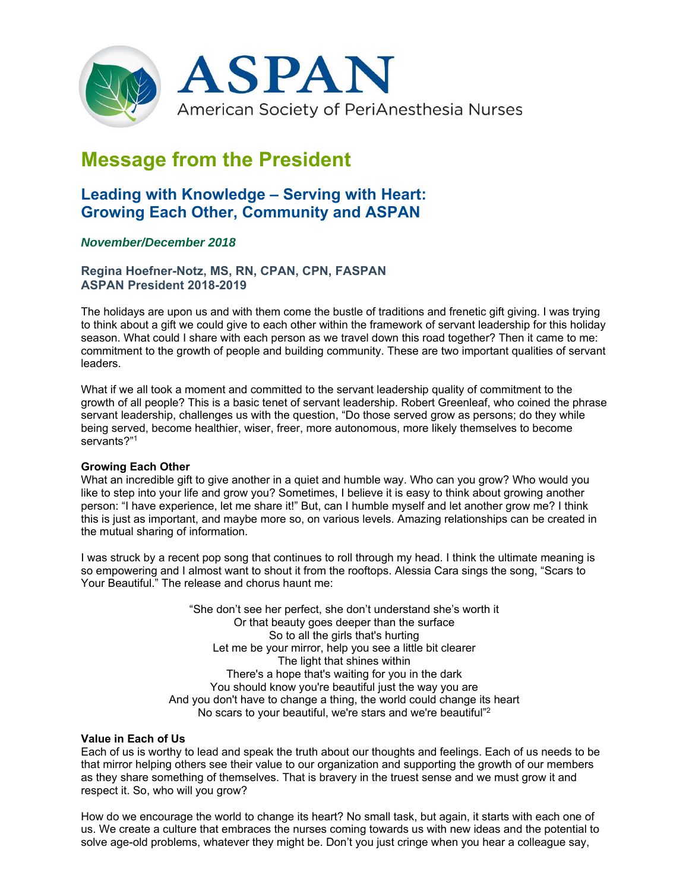# ASPAN

American Society of PeriAnesthesia Nurses

# Message from the President

## Leading with Knowledge – Serving with Heart: Growing Each Other, Community and ASPAN

***November/December 2018***

**Regina Hoefner-Notz, MS, RN, CPAN, CPN, FASPAN**
**ASPAN President 2018-2019**

The holidays are upon us and with them come the bustle of traditions and frenetic gift giving. I was trying to think about a gift we could give to each other within the framework of servant leadership for this holiday season. What could I share with each person as we travel down this road together? Then it came to me: commitment to the growth of people and building community. These are two important qualities of servant leaders.

What if we all took a moment and committed to the servant leadership quality of commitment to the growth of all people? This is a basic tenet of servant leadership. Robert Greenleaf, who coined the phrase servant leadership, challenges us with the question, "Do those served grow as persons; do they while being served, become healthier, wiser, freer, more autonomous, more likely themselves to become servants?"[1]

**Growing Each Other**

What an incredible gift to give another in a quiet and humble way. Who can you grow? Who would you like to step into your life and grow you? Sometimes, I believe it is easy to think about growing another person: "I have experience, let me share it!" But, can I humble myself and let another grow me? I think this is just as important, and maybe more so, on various levels. Amazing relationships can be created in the mutual sharing of information.

I was struck by a recent pop song that continues to roll through my head. I think the ultimate meaning is so empowering and I almost want to shout it from the rooftops. Alessia Cara sings the song, "Scars to Your Beautiful." The release and chorus haunt me:

"She don't see her perfect, she don't understand she's worth it
Or that beauty goes deeper than the surface
So to all the girls that's hurting
Let me be your mirror, help you see a little bit clearer
The light that shines within
There's a hope that's waiting for you in the dark
You should know you're beautiful just the way you are
And you don't have to change a thing, the world could change its heart
No scars to your beautiful, we're stars and we're beautiful"[2]

**Value in Each of Us**

Each of us is worthy to lead and speak the truth about our thoughts and feelings. Each of us needs to be that mirror helping others see their value to our organization and supporting the growth of our members as they share something of themselves. That is bravery in the truest sense and we must grow it and respect it. So, who will you grow?

How do we encourage the world to change its heart? No small task, but again, it starts with each one of us. We create a culture that embraces the nurses coming towards us with new ideas and the potential to solve age-old problems, whatever they might be. Don't you just cringe when you hear a colleague say,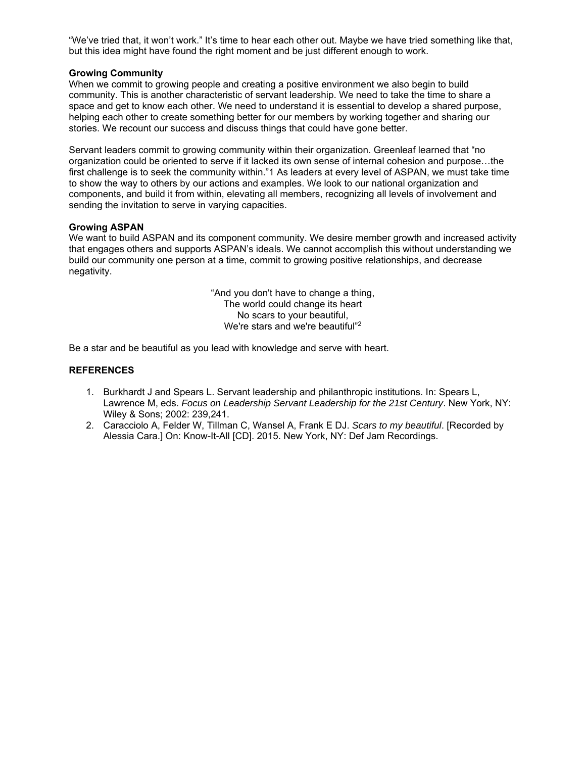"We've tried that, it won't work." It's time to hear each other out. Maybe we have tried something like that, but this idea might have found the right moment and be just different enough to work.

**Growing Community**

When we commit to growing people and creating a positive environment we also begin to build community. This is another characteristic of servant leadership. We need to take the time to share a space and get to know each other. We need to understand it is essential to develop a shared purpose, helping each other to create something better for our members by working together and sharing our stories. We recount our success and discuss things that could have gone better.

Servant leaders commit to growing community within their organization. Greenleaf learned that "no organization could be oriented to serve if it lacked its own sense of internal cohesion and purpose…the first challenge is to seek the community within."1 As leaders at every level of ASPAN, we must take time to show the way to others by our actions and examples. We look to our national organization and components, and build it from within, elevating all members, recognizing all levels of involvement and sending the invitation to serve in varying capacities.

**Growing ASPAN**

We want to build ASPAN and its component community. We desire member growth and increased activity that engages others and supports ASPAN's ideals. We cannot accomplish this without understanding we build our community one person at a time, commit to growing positive relationships, and decrease negativity.

"And you don't have to change a thing,
The world could change its heart
No scars to your beautiful,
We're stars and we're beautiful"[2]

Be a star and be beautiful as you lead with knowledge and serve with heart.

**REFERENCES**

1. Burkhardt J and Spears L. Servant leadership and philanthropic institutions. In: Spears L, Lawrence M, eds. *Focus on Leadership Servant Leadership for the 21st Century*. New York, NY: Wiley & Sons; 2002: 239,241.
2. Caracciolo A, Felder W, Tillman C, Wansel A, Frank E DJ. *Scars to my beautiful*. [Recorded by Alessia Cara.] On: Know-It-All [CD]. 2015. New York, NY: Def Jam Recordings.